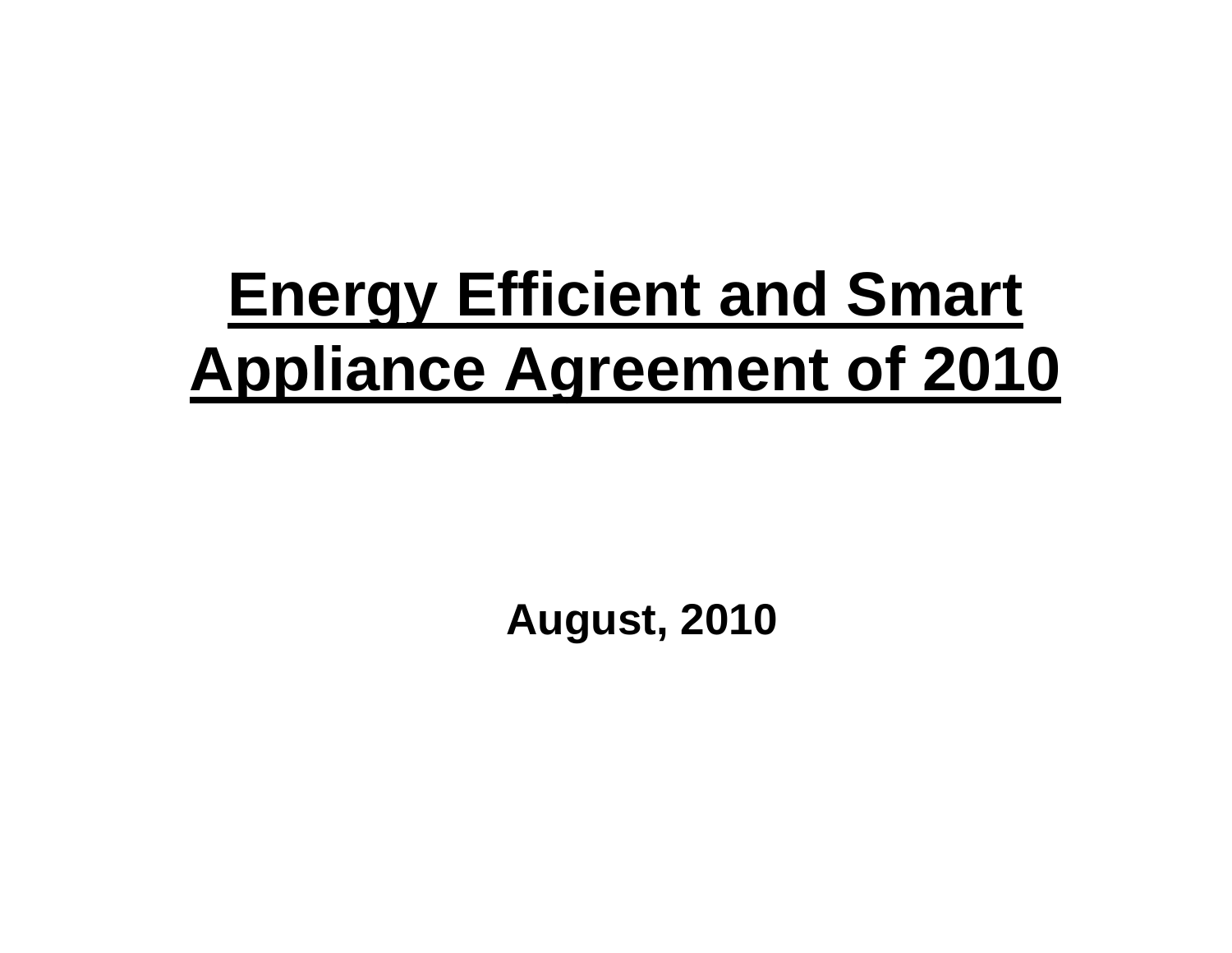# Energy Efficient and Smart Appliance Agreement of 2010

**August, 2010**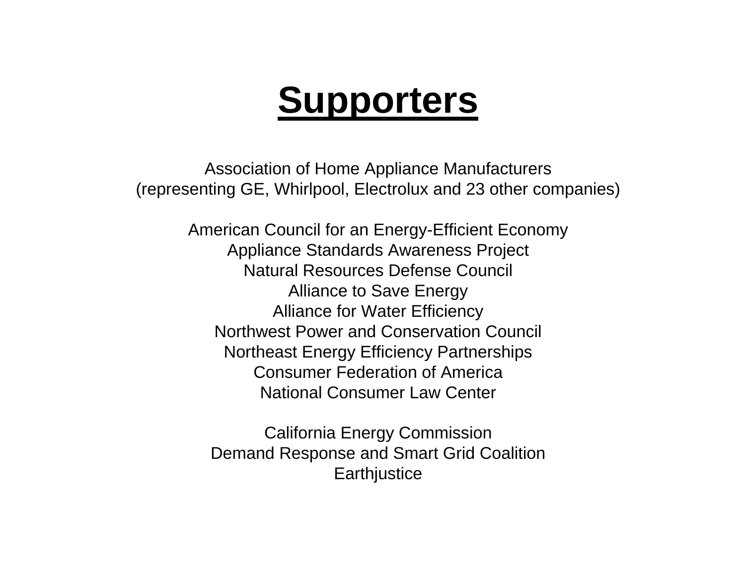# Supporters

Association of Home Appliance Manufacturers
(representing GE, Whirlpool, Electrolux and 23 other companies)

American Council for an Energy-Efficient Economy
Appliance Standards Awareness Project
Natural Resources Defense Council
Alliance to Save Energy
Alliance for Water Efficiency
Northwest Power and Conservation Council
Northeast Energy Efficiency Partnerships
Consumer Federation of America
National Consumer Law Center

California Energy Commission
Demand Response and Smart Grid Coalition
Earthjustice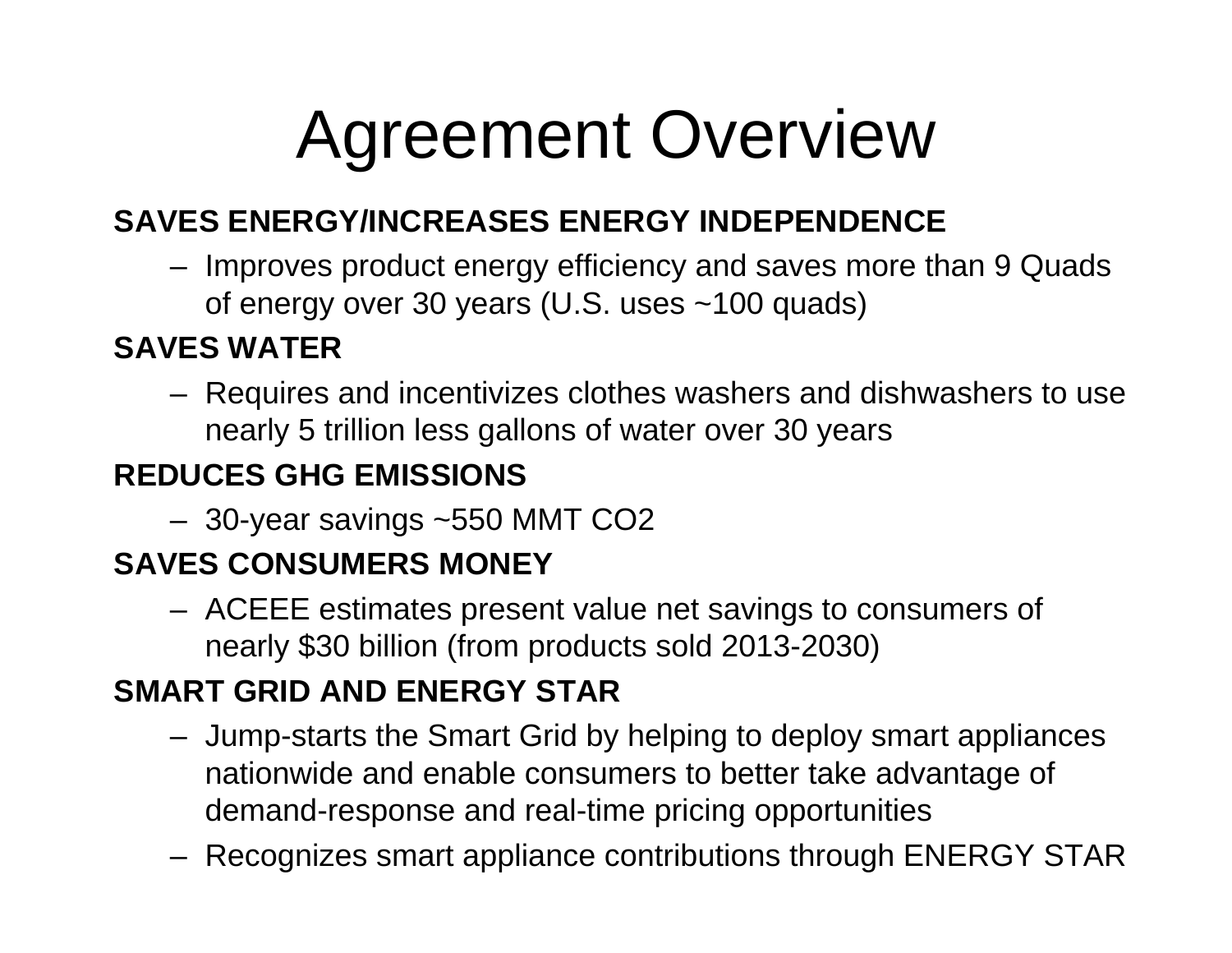# Agreement Overview

**SAVES ENERGY/INCREASES ENERGY INDEPENDENCE**

- Improves product energy efficiency and saves more than 9 Quads of energy over 30 years (U.S. uses ~100 quads)

**SAVES WATER**

- Requires and incentivizes clothes washers and dishwashers to use nearly 5 trillion less gallons of water over 30 years

**REDUCES GHG EMISSIONS**

- 30-year savings ~550 MMT $CO_2$

**SAVES CONSUMERS MONEY**

- ACEEE estimates present value net savings to consumers of nearly $30 billion (from products sold 2013-2030)

**SMART GRID AND ENERGY STAR**

- Jump-starts the Smart Grid by helping to deploy smart appliances nationwide and enable consumers to better take advantage of demand-response and real-time pricing opportunities
- Recognizes smart appliance contributions through ENERGY STAR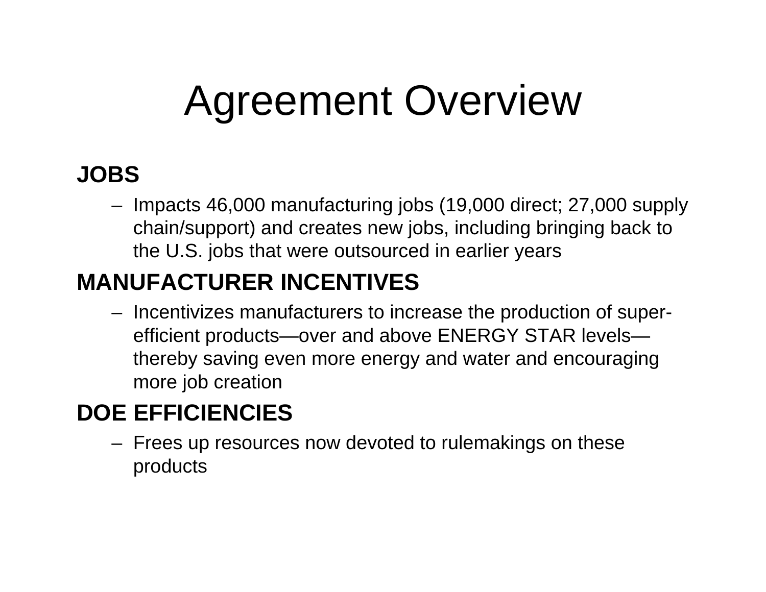# Agreement Overview

**JOBS**

- Impacts 46,000 manufacturing jobs (19,000 direct; 27,000 supply chain/support) and creates new jobs, including bringing back to the U.S. jobs that were outsourced in earlier years

**MANUFACTURER INCENTIVES**

- Incentivizes manufacturers to increase the production of super-efficient products—over and above ENERGY STAR levels—thereby saving even more energy and water and encouraging more job creation

**DOE EFFICIENCIES**

- Frees up resources now devoted to rulemakings on these products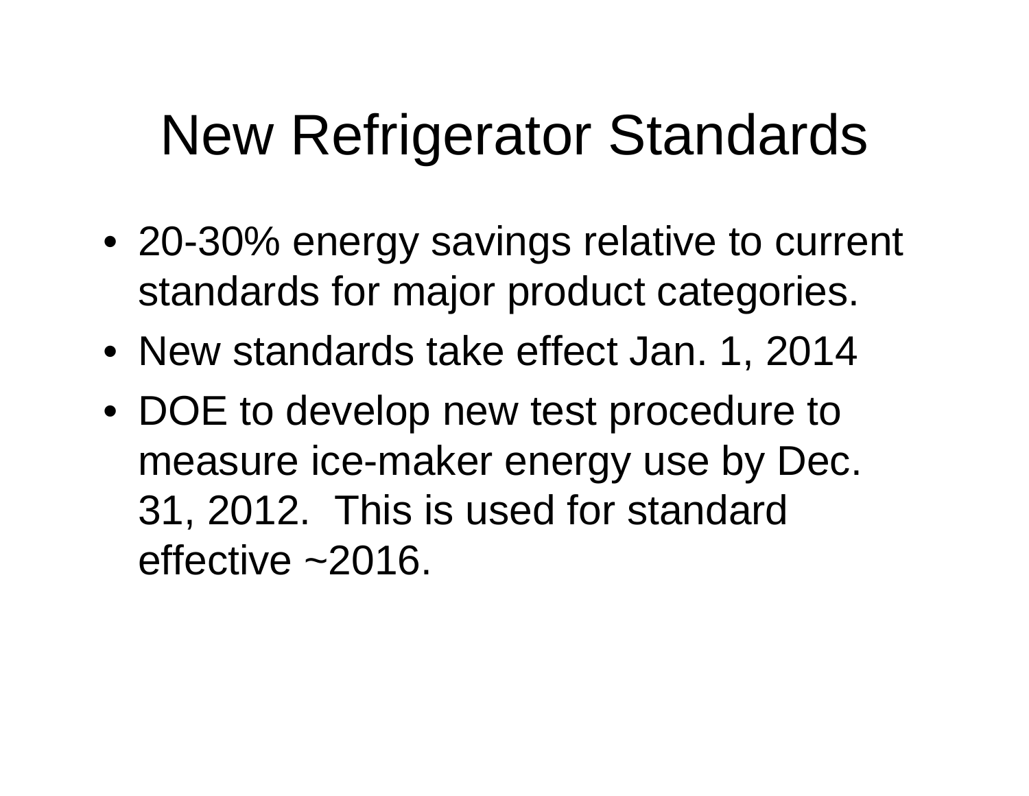# New Refrigerator Standards

- 20-30% energy savings relative to current standards for major product categories.
- New standards take effect Jan. 1, 2014
- DOE to develop new test procedure to measure ice-maker energy use by Dec. 31, 2012. This is used for standard effective ~2016.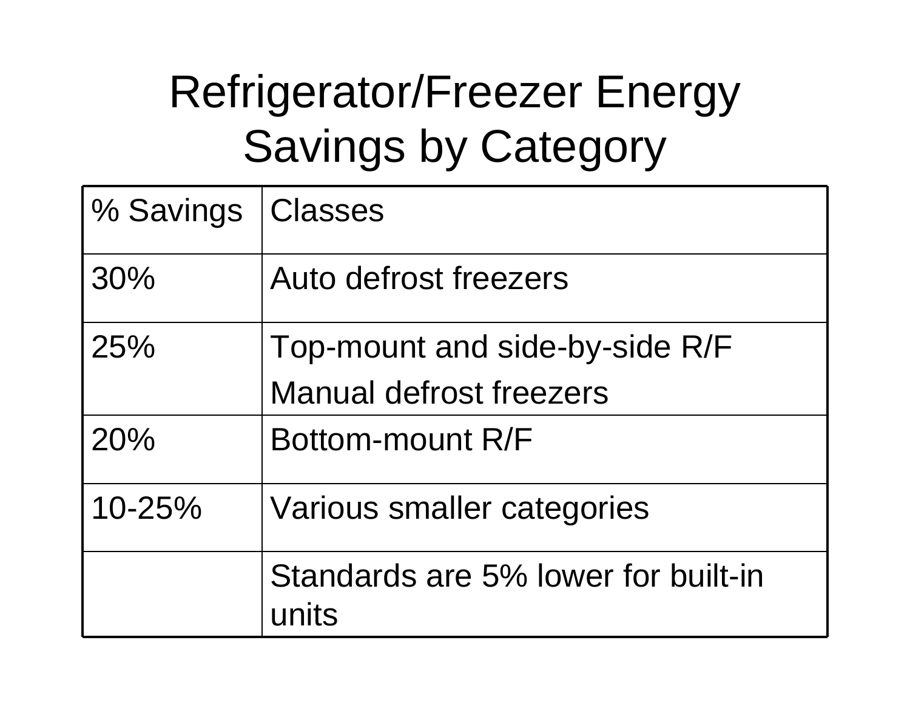# Refrigerator/Freezer Energy Savings by Category

| % Savings | Classes |
|---|---|
| 30% | Auto defrost freezers |
| 25% | Top-mount and side-by-side R/F<br>Manual defrost freezers |
| 20% | Bottom-mount R/F |
| 10-25% | Various smaller categories |
| | Standards are 5% lower for built-in units |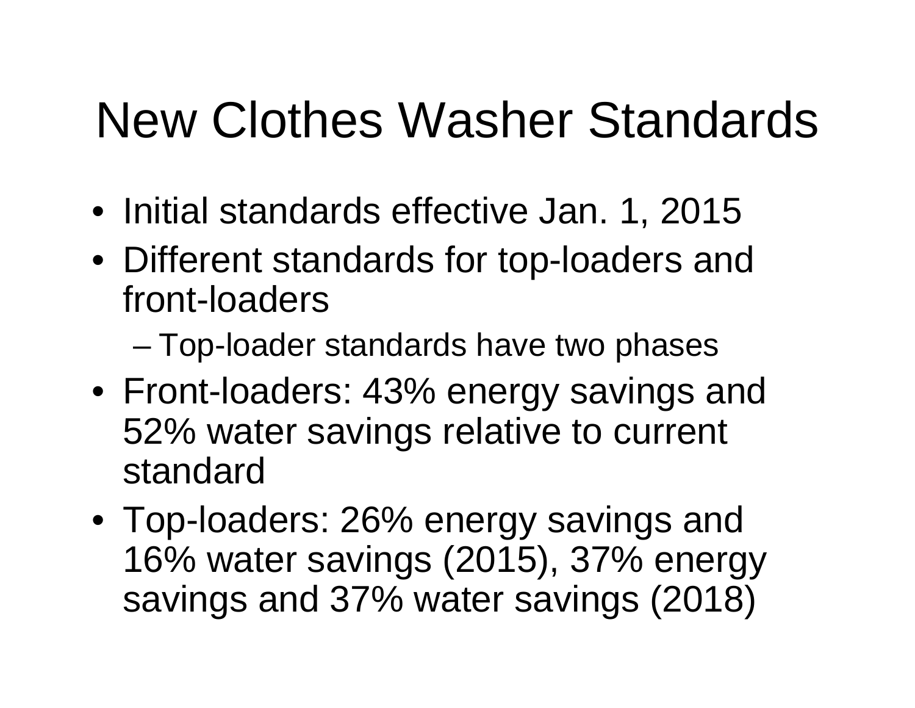# New Clothes Washer Standards

- Initial standards effective Jan. 1, 2015
- Different standards for top-loaders and front-loaders
  - Top-loader standards have two phases
- Front-loaders: 43% energy savings and 52% water savings relative to current standard
- Top-loaders: 26% energy savings and 16% water savings (2015), 37% energy savings and 37% water savings (2018)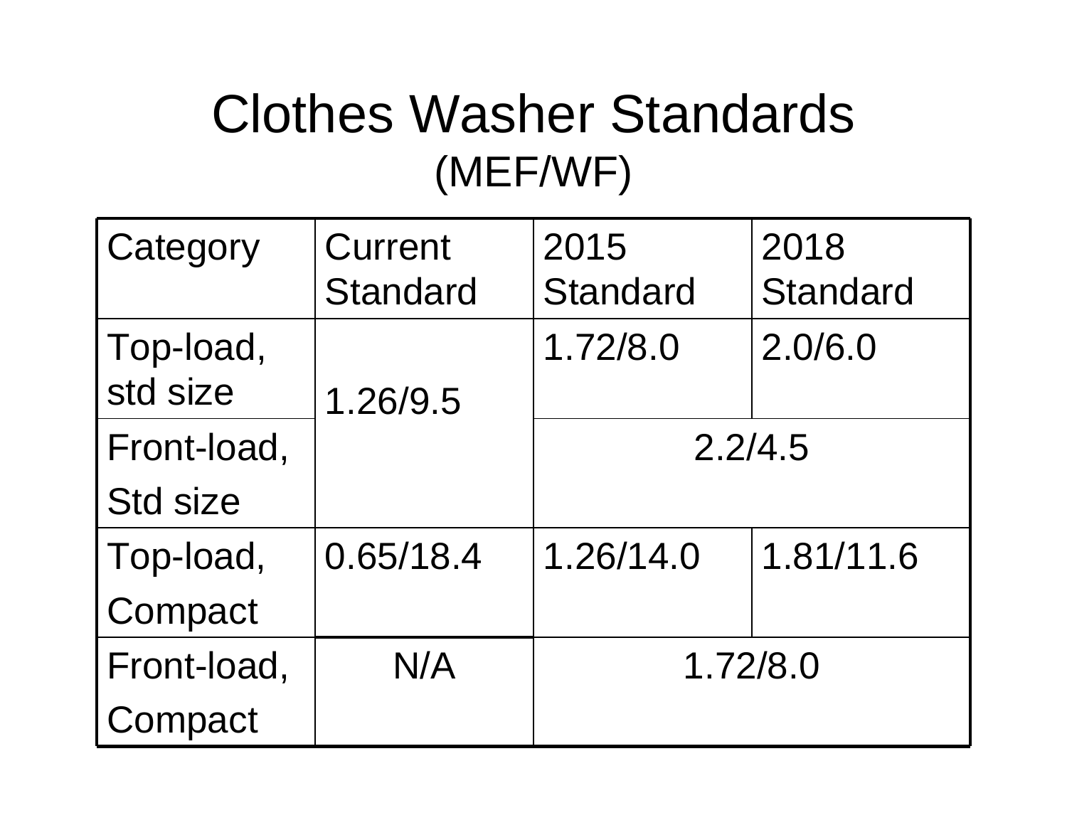# Clothes Washer Standards

## (MEF/WF)

| Category | Current Standard | 2015 Standard | 2018 Standard |
|---|---|---|---|
| Top-load, std size | 1.26/9.5 | 1.72/8.0 | 2.0/6.0 |
| Front-load, Std size | | 2.2/4.5 | |
| Top-load, Compact | 0.65/18.4 | 1.26/14.0 | 1.81/11.6 |
| Front-load, Compact | N/A | 1.72/8.0 | |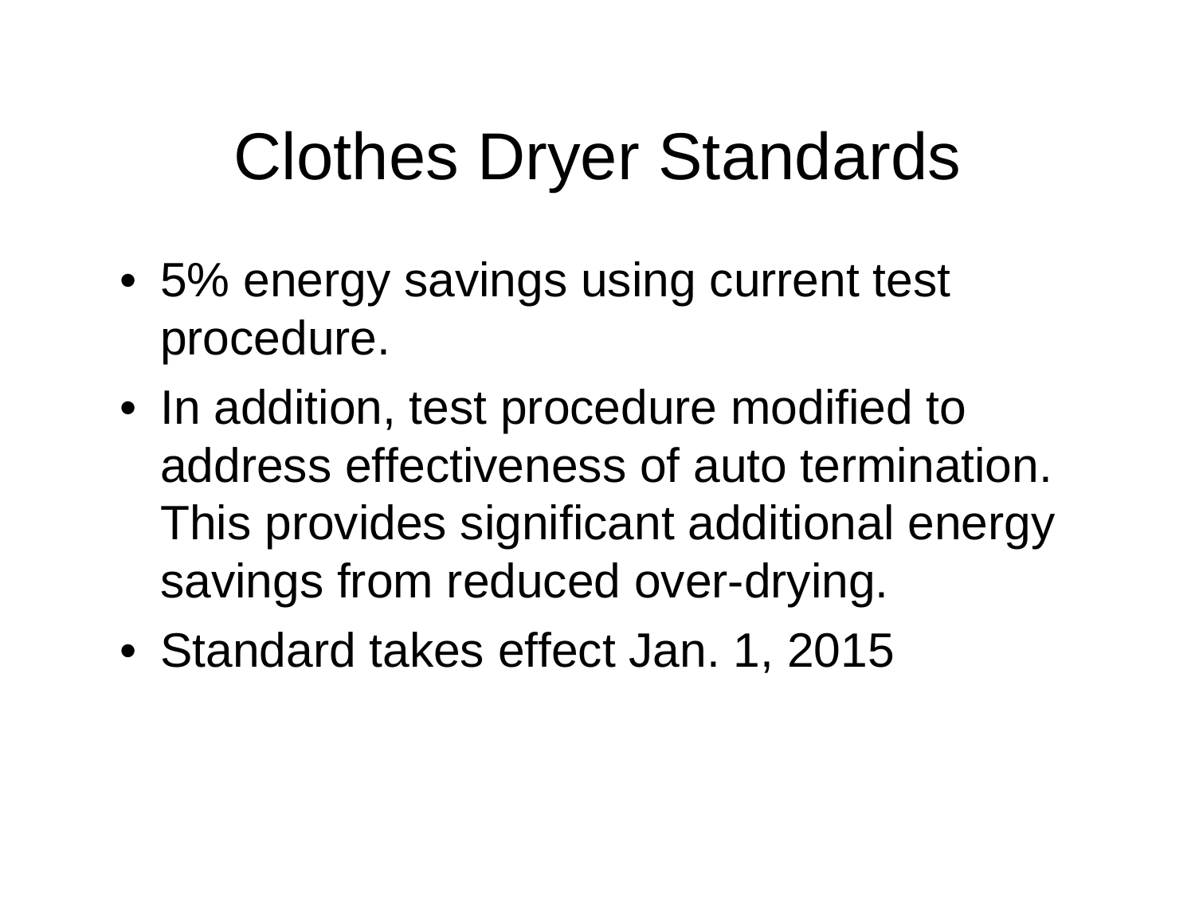# Clothes Dryer Standards

- 5% energy savings using current test procedure.
- In addition, test procedure modified to address effectiveness of auto termination. This provides significant additional energy savings from reduced over-drying.
- Standard takes effect Jan. 1, 2015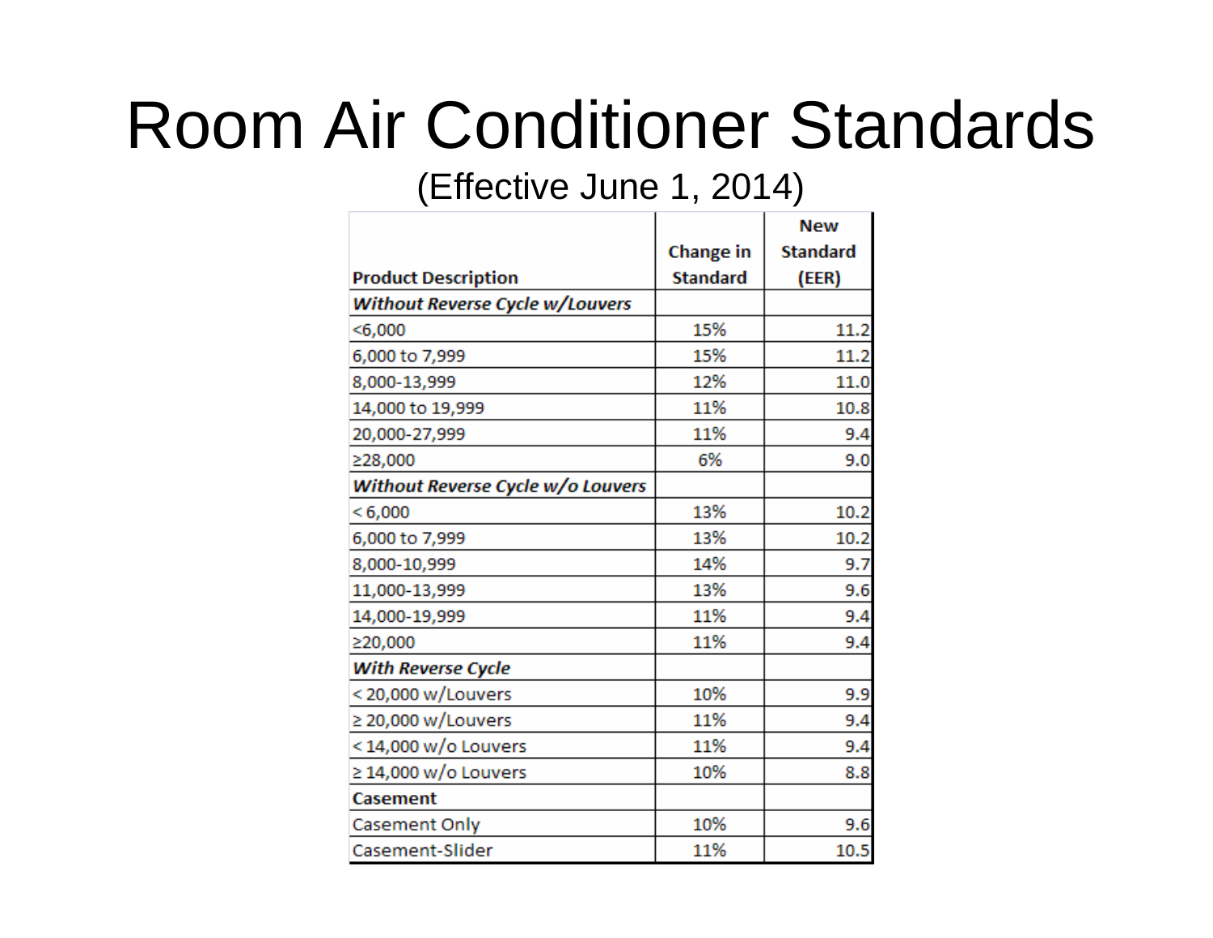# Room Air Conditioner Standards

(Effective June 1, 2014)

| Product Description | Change in Standard | New Standard (EER) |
|---|---|---|
| ***Without Reverse Cycle w/Louvers*** | | |
| <6,000 | 15% | 11.2 |
| 6,000 to 7,999 | 15% | 11.2 |
| 8,000-13,999 | 12% | 11.0 |
| 14,000 to 19,999 | 11% | 10.8 |
| 20,000-27,999 | 11% | 9.4 |
| ≥28,000 | 6% | 9.0 |
| ***Without Reverse Cycle w/o Louvers*** | | |
| < 6,000 | 13% | 10.2 |
| 6,000 to 7,999 | 13% | 10.2 |
| 8,000-10,999 | 14% | 9.7 |
| 11,000-13,999 | 13% | 9.6 |
| 14,000-19,999 | 11% | 9.4 |
| ≥20,000 | 11% | 9.4 |
| ***With Reverse Cycle*** | | |
| < 20,000 w/Louvers | 10% | 9.9 |
| ≥ 20,000 w/Louvers | 11% | 9.4 |
| < 14,000 w/o Louvers | 11% | 9.4 |
| ≥ 14,000 w/o Louvers | 10% | 8.8 |
| **Casement** | | |
| Casement Only | 10% | 9.6 |
| Casement-Slider | 11% | 10.5 |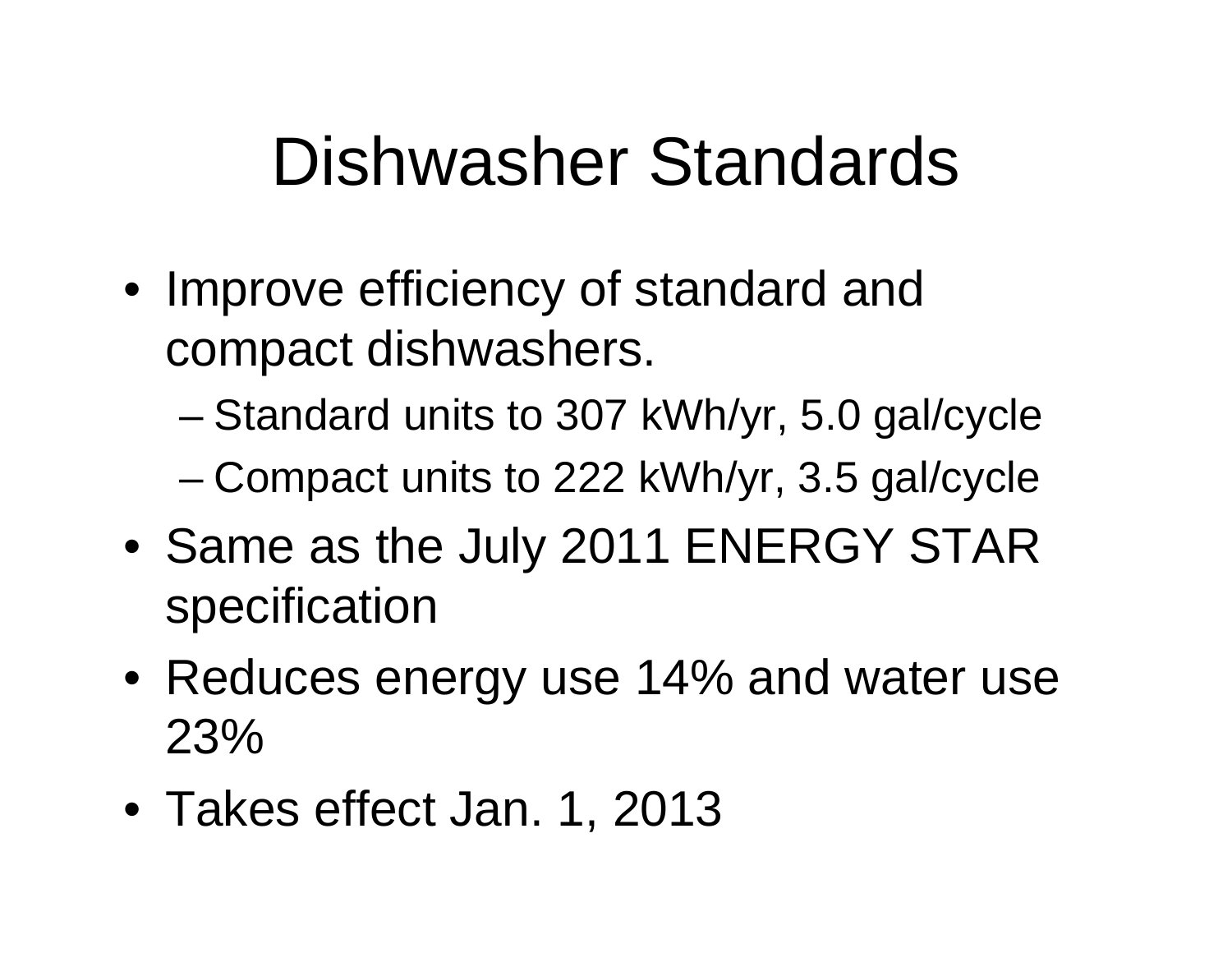# Dishwasher Standards

- Improve efficiency of standard and compact dishwashers.
  - Standard units to 307 kWh/yr, 5.0 gal/cycle
  - Compact units to 222 kWh/yr, 3.5 gal/cycle
- Same as the July 2011 ENERGY STAR specification
- Reduces energy use 14% and water use 23%
- Takes effect Jan. 1, 2013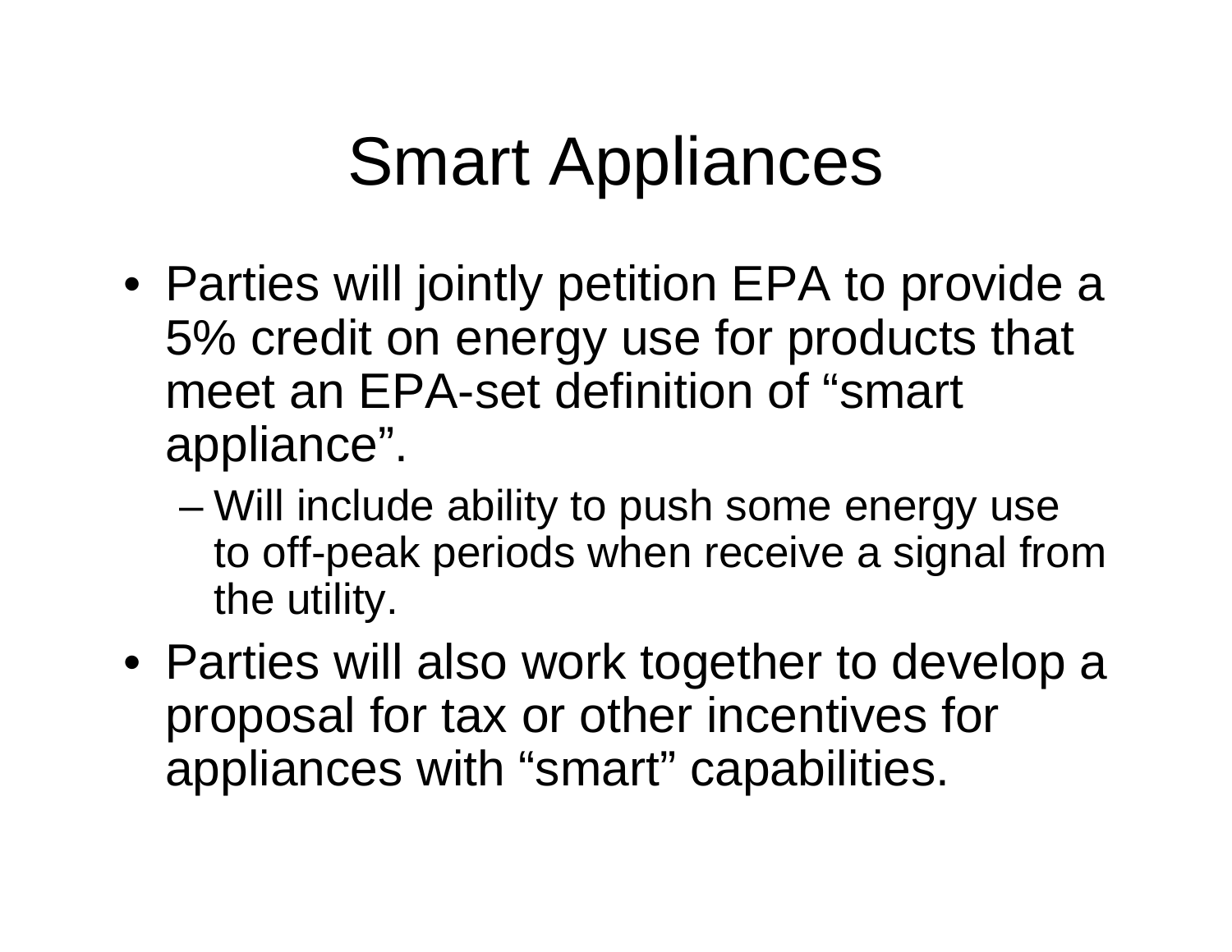# Smart Appliances

- Parties will jointly petition EPA to provide a 5% credit on energy use for products that meet an EPA-set definition of “smart appliance”.
  - Will include ability to push some energy use to off-peak periods when receive a signal from the utility.
- Parties will also work together to develop a proposal for tax or other incentives for appliances with “smart” capabilities.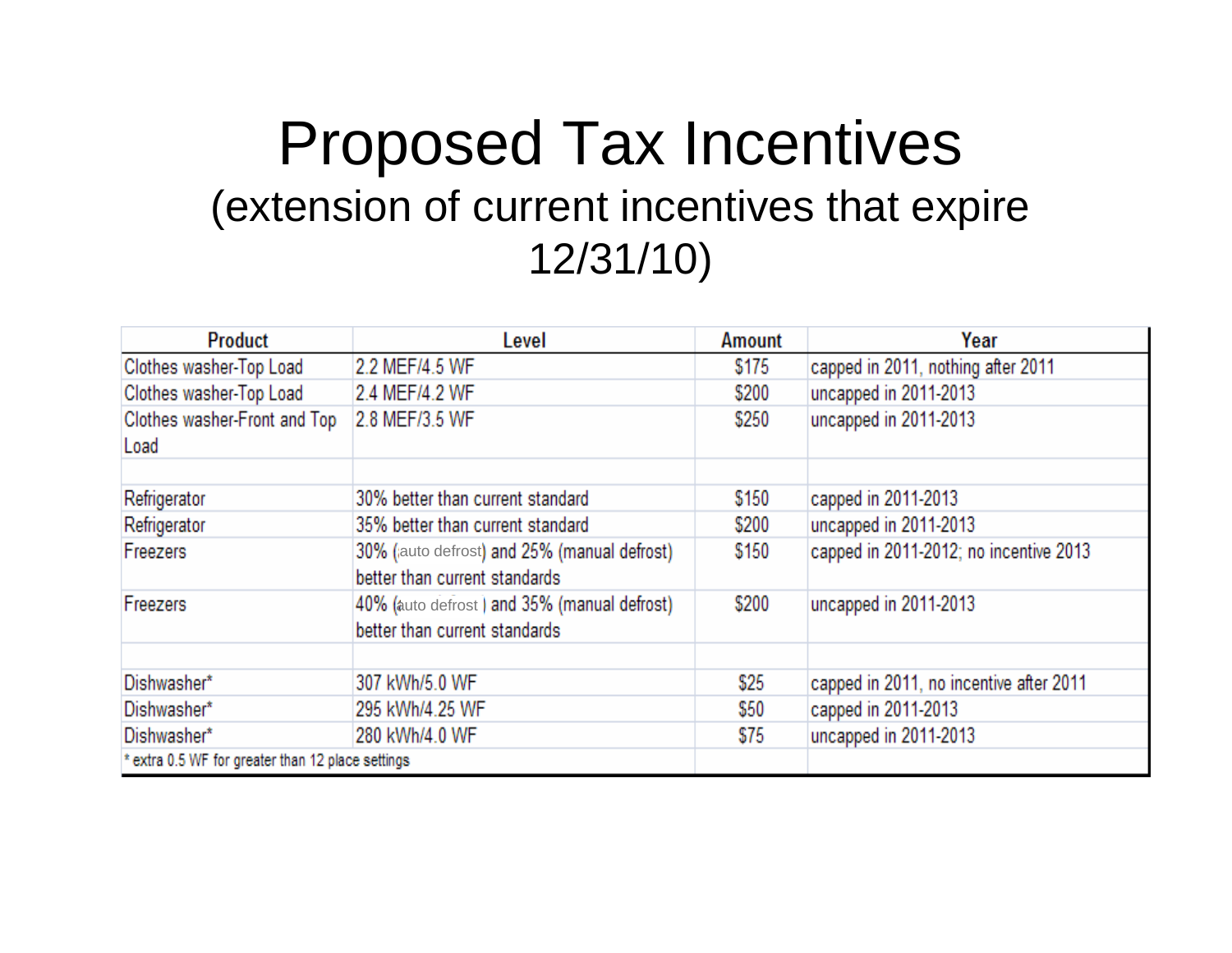# Proposed Tax Incentives

(extension of current incentives that expire 12/31/10)

| Product | Level | Amount | Year |
|---|---|---|---|
| Clothes washer-Top Load | 2.2 MEF/4.5 WF | $175 | capped in 2011, nothing after 2011 |
| Clothes washer-Top Load | 2.4 MEF/4.2 WF | $200 | uncapped in 2011-2013 |
| Clothes washer-Front and Top Load | 2.8 MEF/3.5 WF | $250 | uncapped in 2011-2013 |
| | | | |
| Refrigerator | 30% better than current standard | $150 | capped in 2011-2013 |
| Refrigerator | 35% better than current standard | $200 | uncapped in 2011-2013 |
| Freezers | 30% (auto defrost) and 25% (manual defrost) better than current standards | $150 | capped in 2011-2012; no incentive 2013 |
| Freezers | 40% (auto defrost ) and 35% (manual defrost) better than current standards | $200 | uncapped in 2011-2013 |
| | | | |
| Dishwasher* | 307 kWh/5.0 WF | $25 | capped in 2011, no incentive after 2011 |
| Dishwasher* | 295 kWh/4.25 WF | $50 | capped in 2011-2013 |
| Dishwasher* | 280 kWh/4.0 WF | $75 | uncapped in 2011-2013 |
| * extra 0.5 WF for greater than 12 place settings | | | |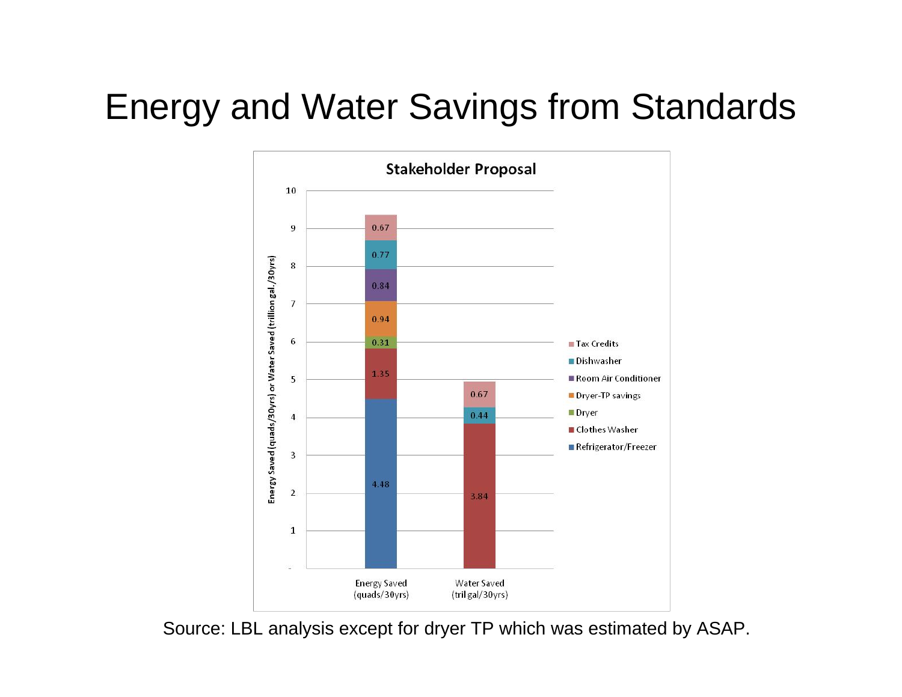# Energy and Water Savings from Standards

**Stakeholder Proposal**

| | Energy Saved (quads/30yrs) | Water Saved (tril gal/30yrs) |
|---|---|---|
| Refrigerator/Freezer | 4.48 | |
| Clothes Washer | 1.35 | 3.84 |
| Dryer | 0.31 | |
| Dryer-TP savings | 0.94 | |
| Room Air Conditioner | 0.84 | |
| Dishwasher | 0.77 | 0.44 |
| Tax Credits | 0.67 | 0.67 |

Energy Saved (quads/30yrs) or Water Saved (trillion gal./30yrs)

Source: LBL analysis except for dryer TP which was estimated by ASAP.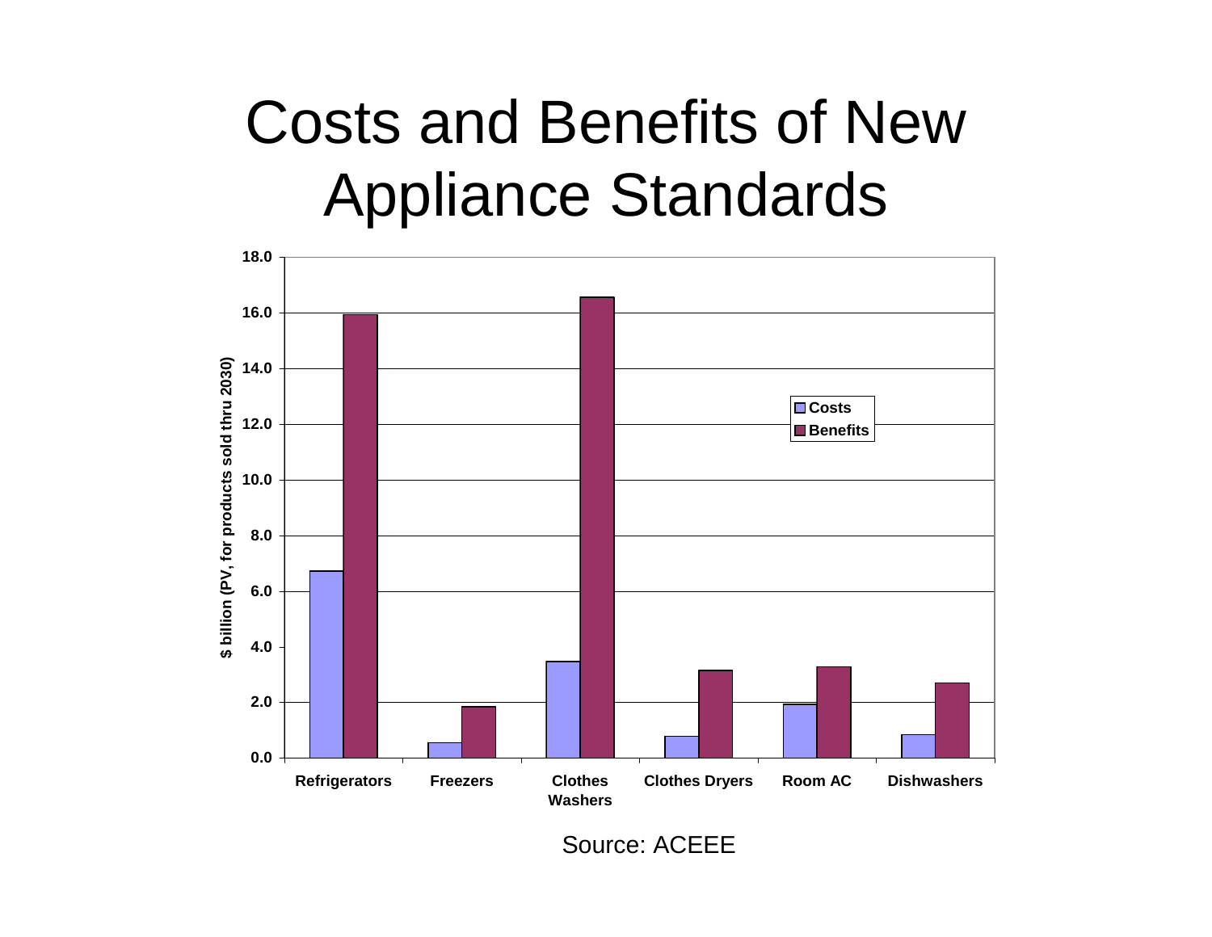# Costs and Benefits of New Appliance Standards

$ billion (PV, for products sold thru 2030)

18.0
16.0
14.0
12.0
10.0
8.0
6.0
4.0
2.0
0.0

Costs
Benefits

Refrigerators
Freezers
Clothes Washers
Clothes Dryers
Room AC
Dishwashers

Source: ACEEE